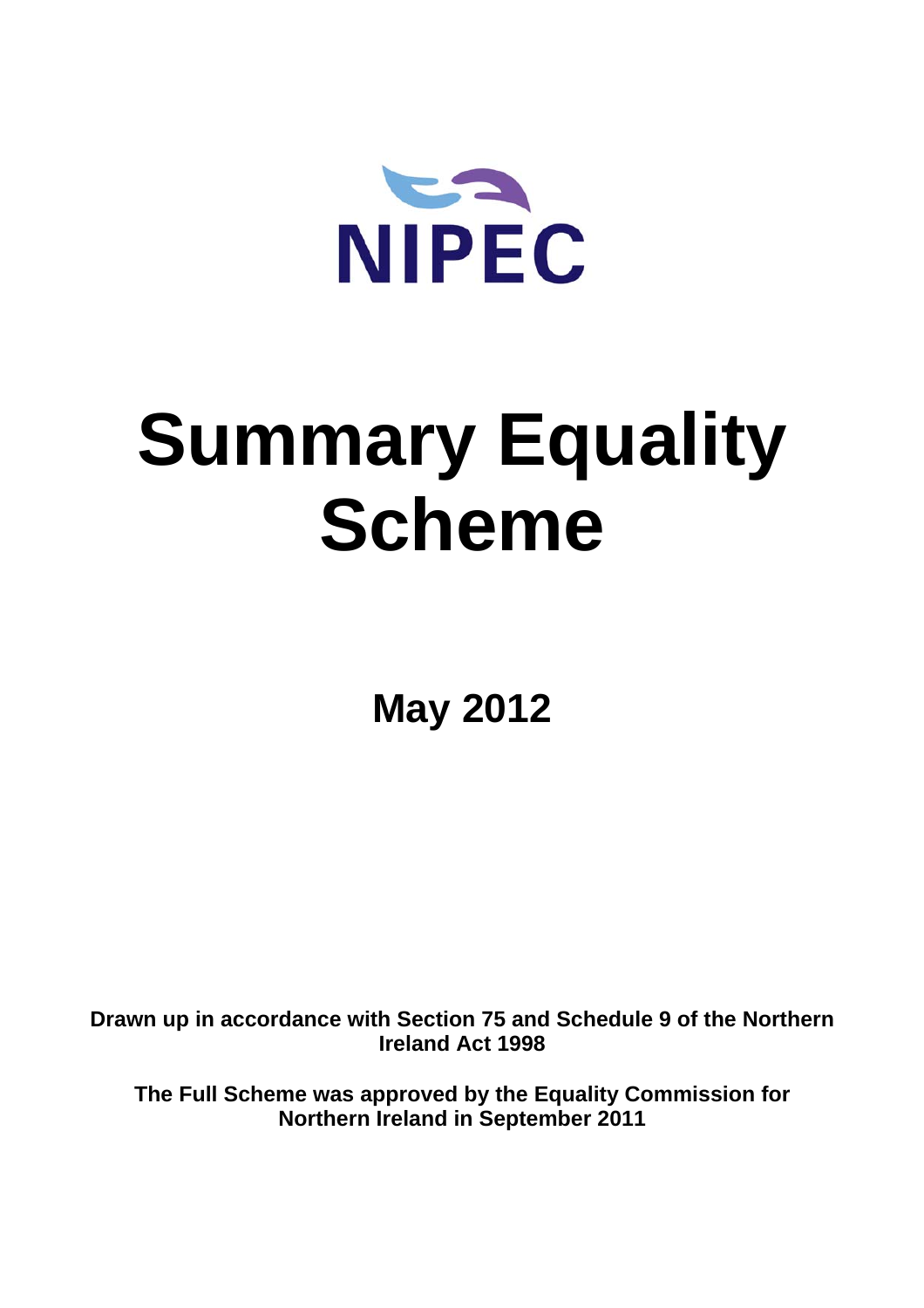NIPEC

# Summary Equality Scheme

## May 2012

**Drawn up in accordance with Section 75 and Schedule 9 of the Northern Ireland Act 1998**

**The Full Scheme was approved by the Equality Commission for Northern Ireland in September 2011**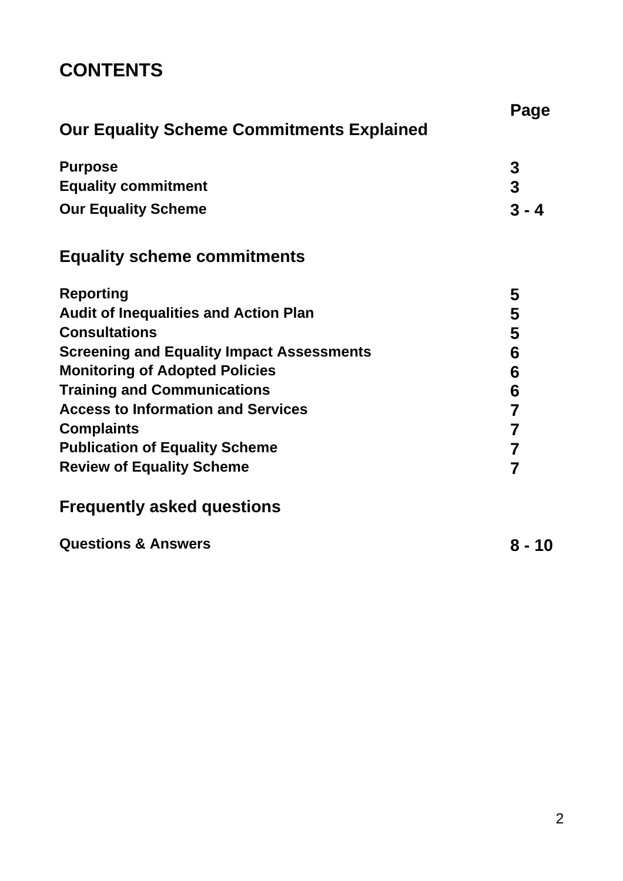# CONTENTS

| | Page |
|---|---|
| **Our Equality Scheme Commitments Explained** | |
| **Purpose** | **3** |
| **Equality commitment** | **3** |
| **Our Equality Scheme** | **3 - 4** |
| **Equality scheme commitments** | |
| **Reporting** | **5** |
| **Audit of Inequalities and Action Plan** | **5** |
| **Consultations** | **5** |
| **Screening and Equality Impact Assessments** | **6** |
| **Monitoring of Adopted Policies** | **6** |
| **Training and Communications** | **6** |
| **Access to Information and Services** | **7** |
| **Complaints** | **7** |
| **Publication of Equality Scheme** | **7** |
| **Review of Equality Scheme** | **7** |
| **Frequently asked questions** | |
| **Questions & Answers** | **8 - 10** |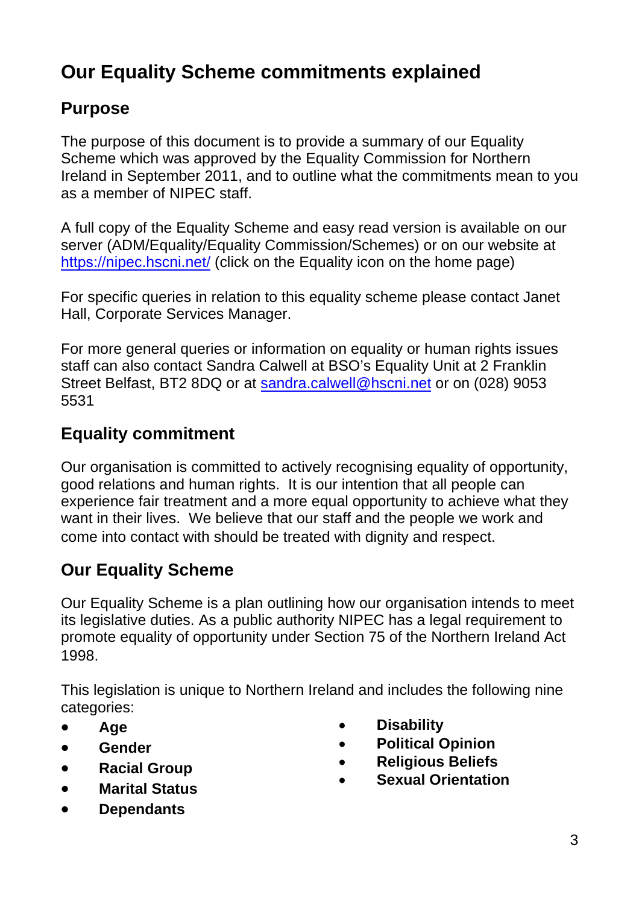# Our Equality Scheme commitments explained

## Purpose

The purpose of this document is to provide a summary of our Equality Scheme which was approved by the Equality Commission for Northern Ireland in September 2011, and to outline what the commitments mean to you as a member of NIPEC staff.

A full copy of the Equality Scheme and easy read version is available on our server (ADM/Equality/Equality Commission/Schemes) or on our website at [https://nipec.hscni.net/](https://nipec.hscni.net/) (click on the Equality icon on the home page)

For specific queries in relation to this equality scheme please contact Janet Hall, Corporate Services Manager.

For more general queries or information on equality or human rights issues staff can also contact Sandra Calwell at BSO's Equality Unit at 2 Franklin Street Belfast, BT2 8DQ or at [sandra.calwell@hscni.net](mailto:sandra.calwell@hscni.net) or on (028) 9053 5531

## Equality commitment

Our organisation is committed to actively recognising equality of opportunity, good relations and human rights. It is our intention that all people can experience fair treatment and a more equal opportunity to achieve what they want in their lives. We believe that our staff and the people we work and come into contact with should be treated with dignity and respect.

## Our Equality Scheme

Our Equality Scheme is a plan outlining how our organisation intends to meet its legislative duties. As a public authority NIPEC has a legal requirement to promote equality of opportunity under Section 75 of the Northern Ireland Act 1998.

This legislation is unique to Northern Ireland and includes the following nine categories:

- **Age**
- **Gender**
- **Racial Group**
- **Marital Status**
- **Dependants**
- **Disability**
- **Political Opinion**
- **Religious Beliefs**
- **Sexual Orientation**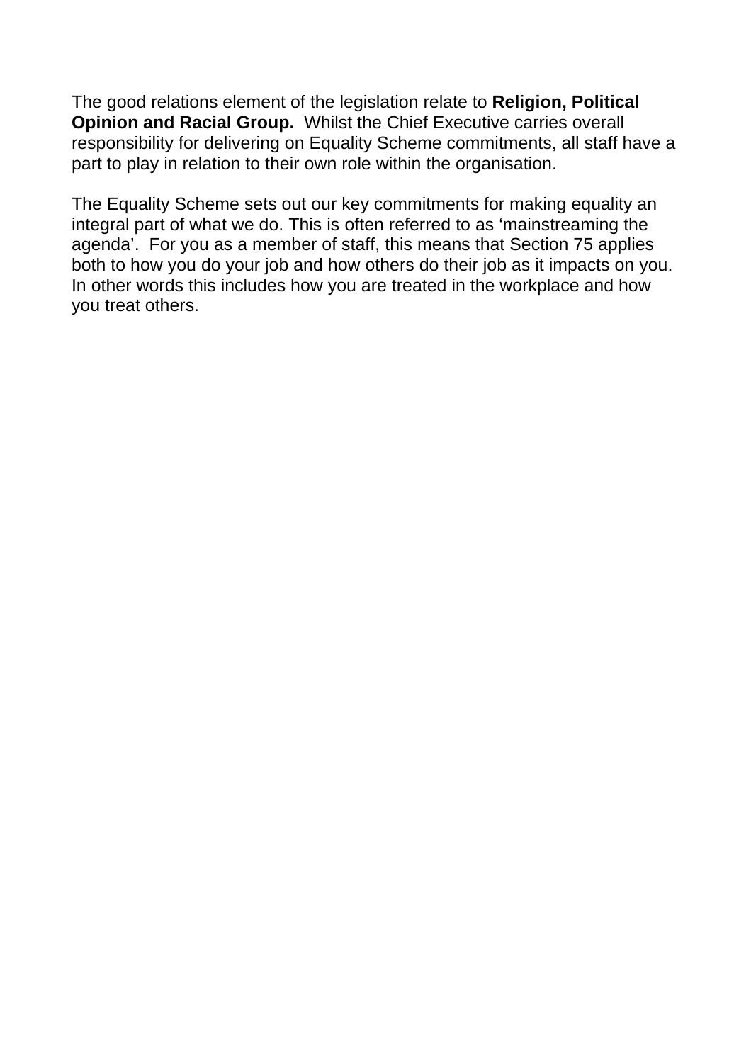The good relations element of the legislation relate to **Religion, Political Opinion and Racial Group.** Whilst the Chief Executive carries overall responsibility for delivering on Equality Scheme commitments, all staff have a part to play in relation to their own role within the organisation.

The Equality Scheme sets out our key commitments for making equality an integral part of what we do. This is often referred to as 'mainstreaming the agenda'. For you as a member of staff, this means that Section 75 applies both to how you do your job and how others do their job as it impacts on you. In other words this includes how you are treated in the workplace and how you treat others.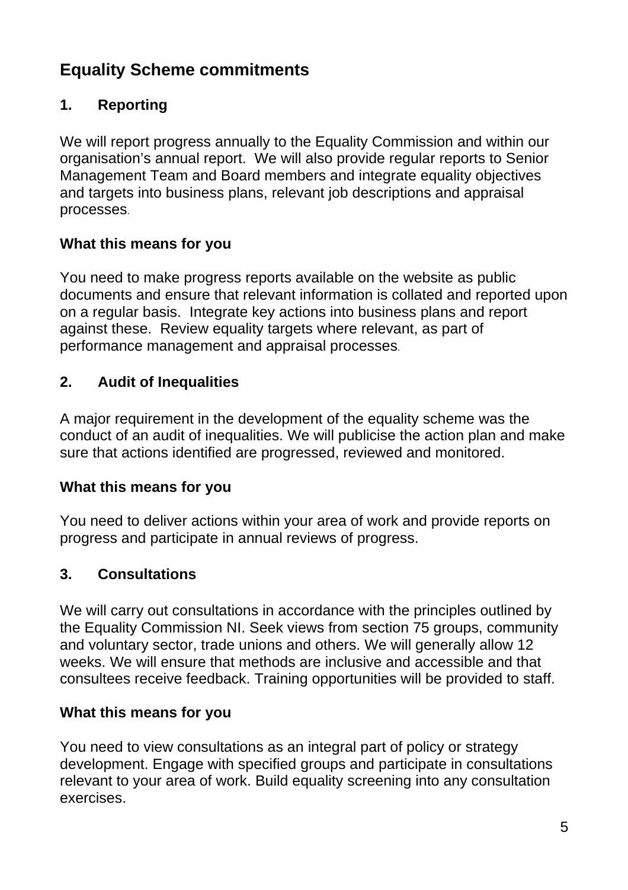## Equality Scheme commitments

### 1. Reporting

We will report progress annually to the Equality Commission and within our organisation's annual report. We will also provide regular reports to Senior Management Team and Board members and integrate equality objectives and targets into business plans, relevant job descriptions and appraisal processes.

**What this means for you**

You need to make progress reports available on the website as public documents and ensure that relevant information is collated and reported upon on a regular basis. Integrate key actions into business plans and report against these. Review equality targets where relevant, as part of performance management and appraisal processes.

### 2. Audit of Inequalities

A major requirement in the development of the equality scheme was the conduct of an audit of inequalities. We will publicise the action plan and make sure that actions identified are progressed, reviewed and monitored.

**What this means for you**

You need to deliver actions within your area of work and provide reports on progress and participate in annual reviews of progress.

### 3. Consultations

We will carry out consultations in accordance with the principles outlined by the Equality Commission NI. Seek views from section 75 groups, community and voluntary sector, trade unions and others. We will generally allow 12 weeks. We will ensure that methods are inclusive and accessible and that consultees receive feedback. Training opportunities will be provided to staff.

**What this means for you**

You need to view consultations as an integral part of policy or strategy development. Engage with specified groups and participate in consultations relevant to your area of work. Build equality screening into any consultation exercises.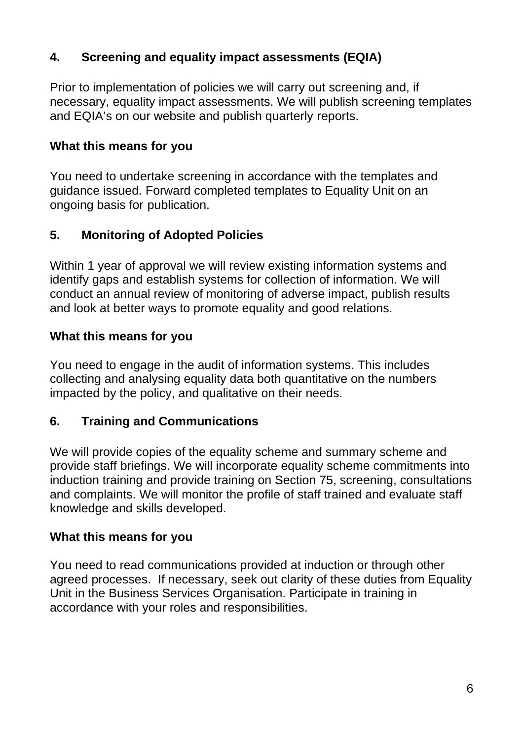## 4. Screening and equality impact assessments (EQIA)

Prior to implementation of policies we will carry out screening and, if necessary, equality impact assessments. We will publish screening templates and EQIA's on our website and publish quarterly reports.

**What this means for you**

You need to undertake screening in accordance with the templates and guidance issued. Forward completed templates to Equality Unit on an ongoing basis for publication.

## 5. Monitoring of Adopted Policies

Within 1 year of approval we will review existing information systems and identify gaps and establish systems for collection of information. We will conduct an annual review of monitoring of adverse impact, publish results and look at better ways to promote equality and good relations.

**What this means for you**

You need to engage in the audit of information systems. This includes collecting and analysing equality data both quantitative on the numbers impacted by the policy, and qualitative on their needs.

## 6. Training and Communications

We will provide copies of the equality scheme and summary scheme and provide staff briefings. We will incorporate equality scheme commitments into induction training and provide training on Section 75, screening, consultations and complaints. We will monitor the profile of staff trained and evaluate staff knowledge and skills developed.

**What this means for you**

You need to read communications provided at induction or through other agreed processes. If necessary, seek out clarity of these duties from Equality Unit in the Business Services Organisation. Participate in training in accordance with your roles and responsibilities.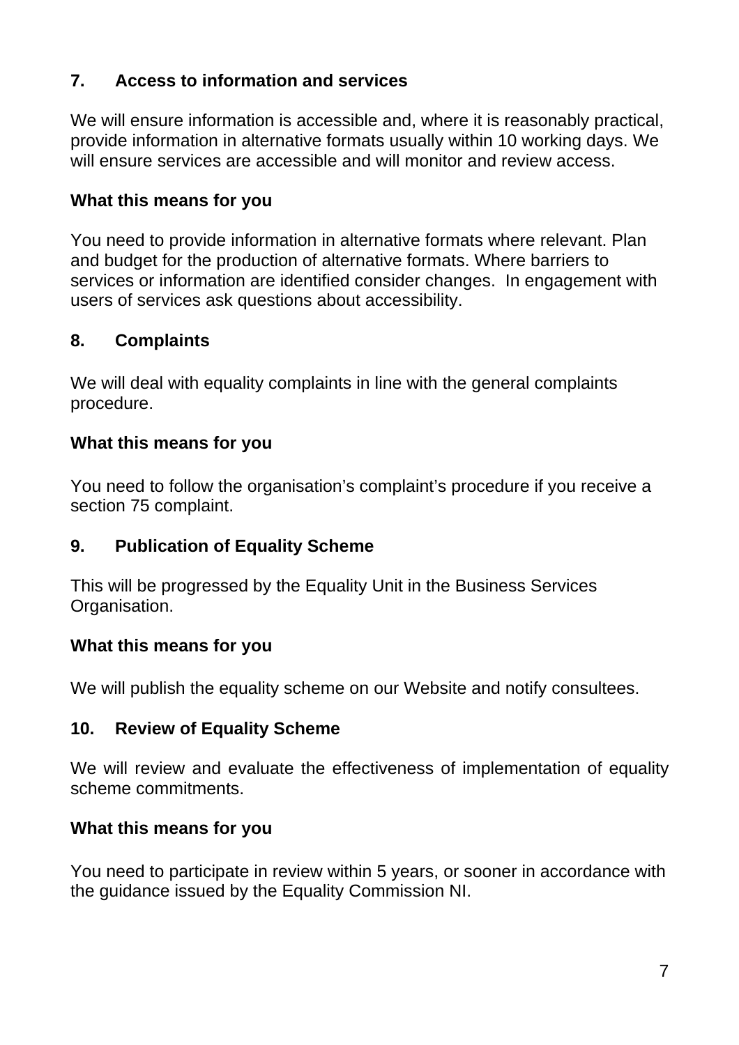## 7. Access to information and services

We will ensure information is accessible and, where it is reasonably practical, provide information in alternative formats usually within 10 working days. We will ensure services are accessible and will monitor and review access.

**What this means for you**

You need to provide information in alternative formats where relevant. Plan and budget for the production of alternative formats. Where barriers to services or information are identified consider changes. In engagement with users of services ask questions about accessibility.

## 8. Complaints

We will deal with equality complaints in line with the general complaints procedure.

**What this means for you**

You need to follow the organisation's complaint's procedure if you receive a section 75 complaint.

## 9. Publication of Equality Scheme

This will be progressed by the Equality Unit in the Business Services Organisation.

**What this means for you**

We will publish the equality scheme on our Website and notify consultees.

## 10. Review of Equality Scheme

We will review and evaluate the effectiveness of implementation of equality scheme commitments.

**What this means for you**

You need to participate in review within 5 years, or sooner in accordance with the guidance issued by the Equality Commission NI.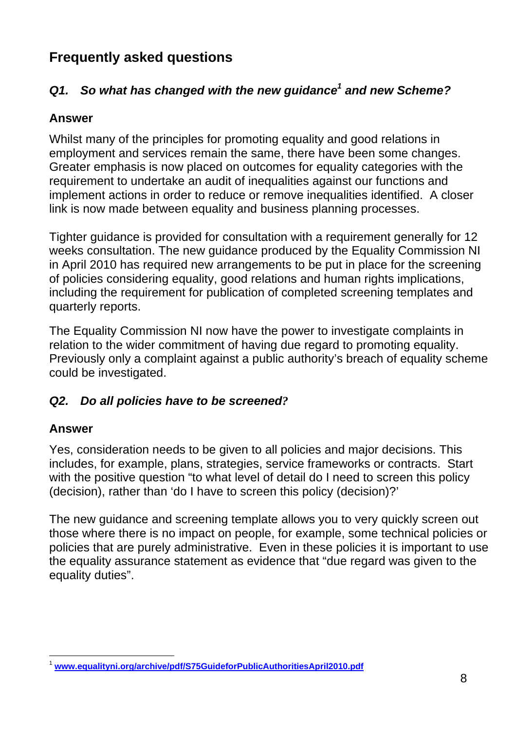## Frequently asked questions

### *Q1. So what has changed with the new guidance[1] and new Scheme?*

**Answer**

Whilst many of the principles for promoting equality and good relations in employment and services remain the same, there have been some changes. Greater emphasis is now placed on outcomes for equality categories with the requirement to undertake an audit of inequalities against our functions and implement actions in order to reduce or remove inequalities identified. A closer link is now made between equality and business planning processes.

Tighter guidance is provided for consultation with a requirement generally for 12 weeks consultation. The new guidance produced by the Equality Commission NI in April 2010 has required new arrangements to be put in place for the screening of policies considering equality, good relations and human rights implications, including the requirement for publication of completed screening templates and quarterly reports.

The Equality Commission NI now have the power to investigate complaints in relation to the wider commitment of having due regard to promoting equality. Previously only a complaint against a public authority's breach of equality scheme could be investigated.

### *Q2. Do all policies have to be screened?*

**Answer**

Yes, consideration needs to be given to all policies and major decisions. This includes, for example, plans, strategies, service frameworks or contracts. Start with the positive question "to what level of detail do I need to screen this policy (decision), rather than 'do I have to screen this policy (decision)?'

The new guidance and screening template allows you to very quickly screen out those where there is no impact on people, for example, some technical policies or policies that are purely administrative. Even in these policies it is important to use the equality assurance statement as evidence that "due regard was given to the equality duties".

---

[1] **www.equalityni.org/archive/pdf/S75GuideforPublicAuthoritiesApril2010.pdf**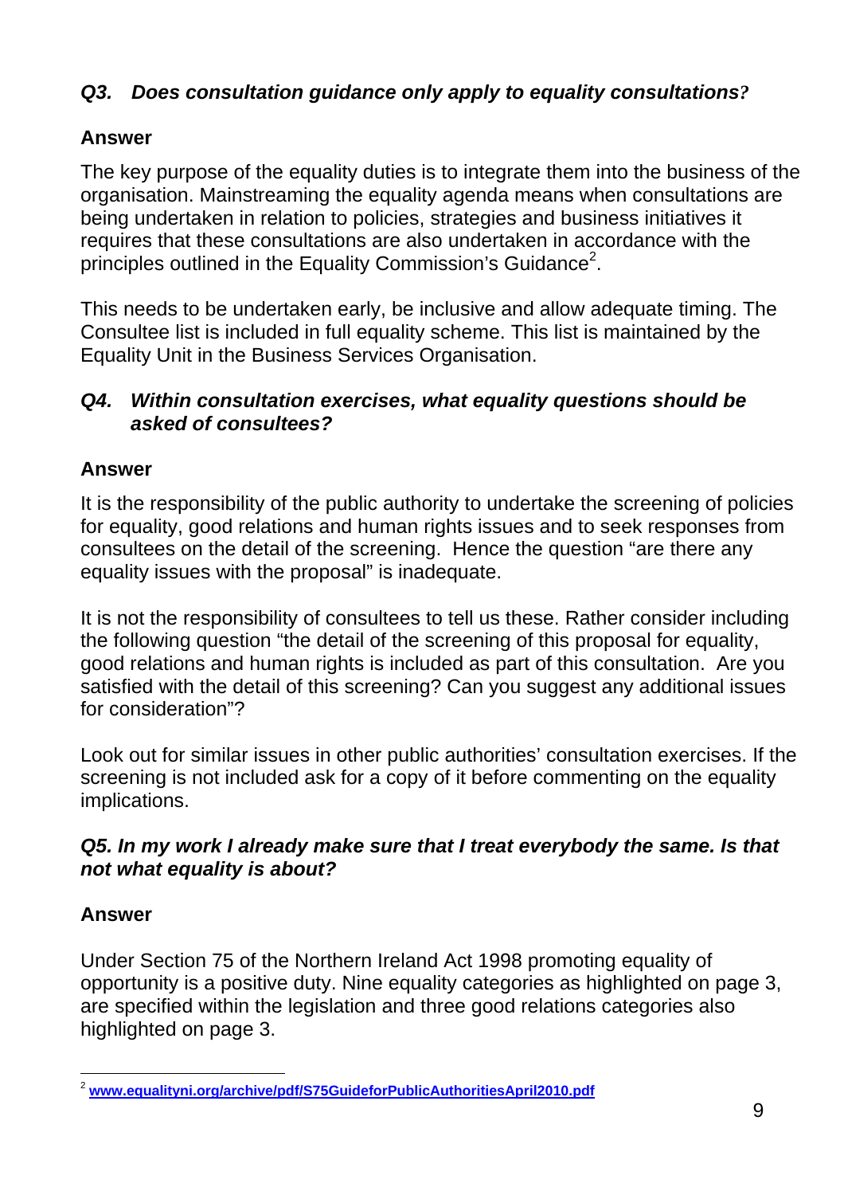### *Q3. Does consultation guidance only apply to equality consultations?*

**Answer**

The key purpose of the equality duties is to integrate them into the business of the organisation. Mainstreaming the equality agenda means when consultations are being undertaken in relation to policies, strategies and business initiatives it requires that these consultations are also undertaken in accordance with the principles outlined in the Equality Commission's Guidance[2].

This needs to be undertaken early, be inclusive and allow adequate timing. The Consultee list is included in full equality scheme. This list is maintained by the Equality Unit in the Business Services Organisation.

### *Q4. Within consultation exercises, what equality questions should be asked of consultees?*

**Answer**

It is the responsibility of the public authority to undertake the screening of policies for equality, good relations and human rights issues and to seek responses from consultees on the detail of the screening. Hence the question "are there any equality issues with the proposal" is inadequate.

It is not the responsibility of consultees to tell us these. Rather consider including the following question "the detail of the screening of this proposal for equality, good relations and human rights is included as part of this consultation. Are you satisfied with the detail of this screening? Can you suggest any additional issues for consideration"?

Look out for similar issues in other public authorities' consultation exercises. If the screening is not included ask for a copy of it before commenting on the equality implications.

### *Q5. In my work I already make sure that I treat everybody the same. Is that not what equality is about?*

**Answer**

Under Section 75 of the Northern Ireland Act 1998 promoting equality of opportunity is a positive duty. Nine equality categories as highlighted on page 3, are specified within the legislation and three good relations categories also highlighted on page 3.

---

[2] www.equalityni.org/archive/pdf/S75GuideforPublicAuthoritiesApril2010.pdf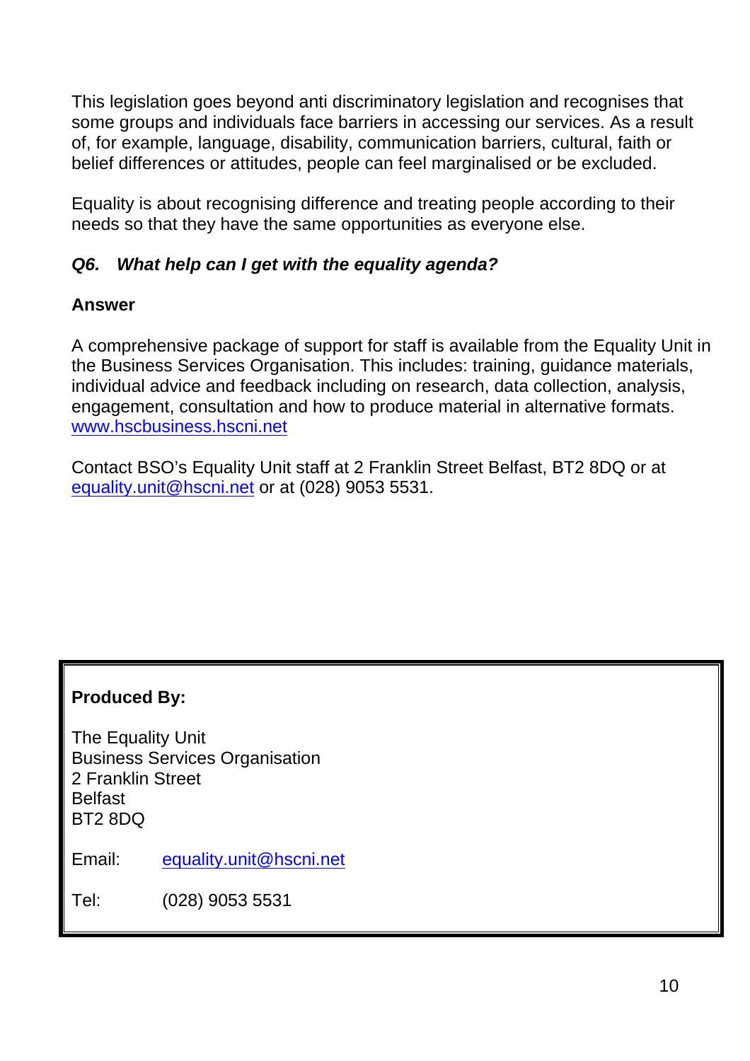This legislation goes beyond anti discriminatory legislation and recognises that some groups and individuals face barriers in accessing our services. As a result of, for example, language, disability, communication barriers, cultural, faith or belief differences or attitudes, people can feel marginalised or be excluded.

Equality is about recognising difference and treating people according to their needs so that they have the same opportunities as everyone else.

***Q6. What help can I get with the equality agenda?***

**Answer**

A comprehensive package of support for staff is available from the Equality Unit in the Business Services Organisation. This includes: training, guidance materials, individual advice and feedback including on research, data collection, analysis, engagement, consultation and how to produce material in alternative formats. www.hscbusiness.hscni.net

Contact BSO's Equality Unit staff at 2 Franklin Street Belfast, BT2 8DQ or at equality.unit@hscni.net or at (028) 9053 5531.

**Produced By:**

The Equality Unit
Business Services Organisation
2 Franklin Street
Belfast
BT2 8DQ

Email: equality.unit@hscni.net

Tel: (028) 9053 5531